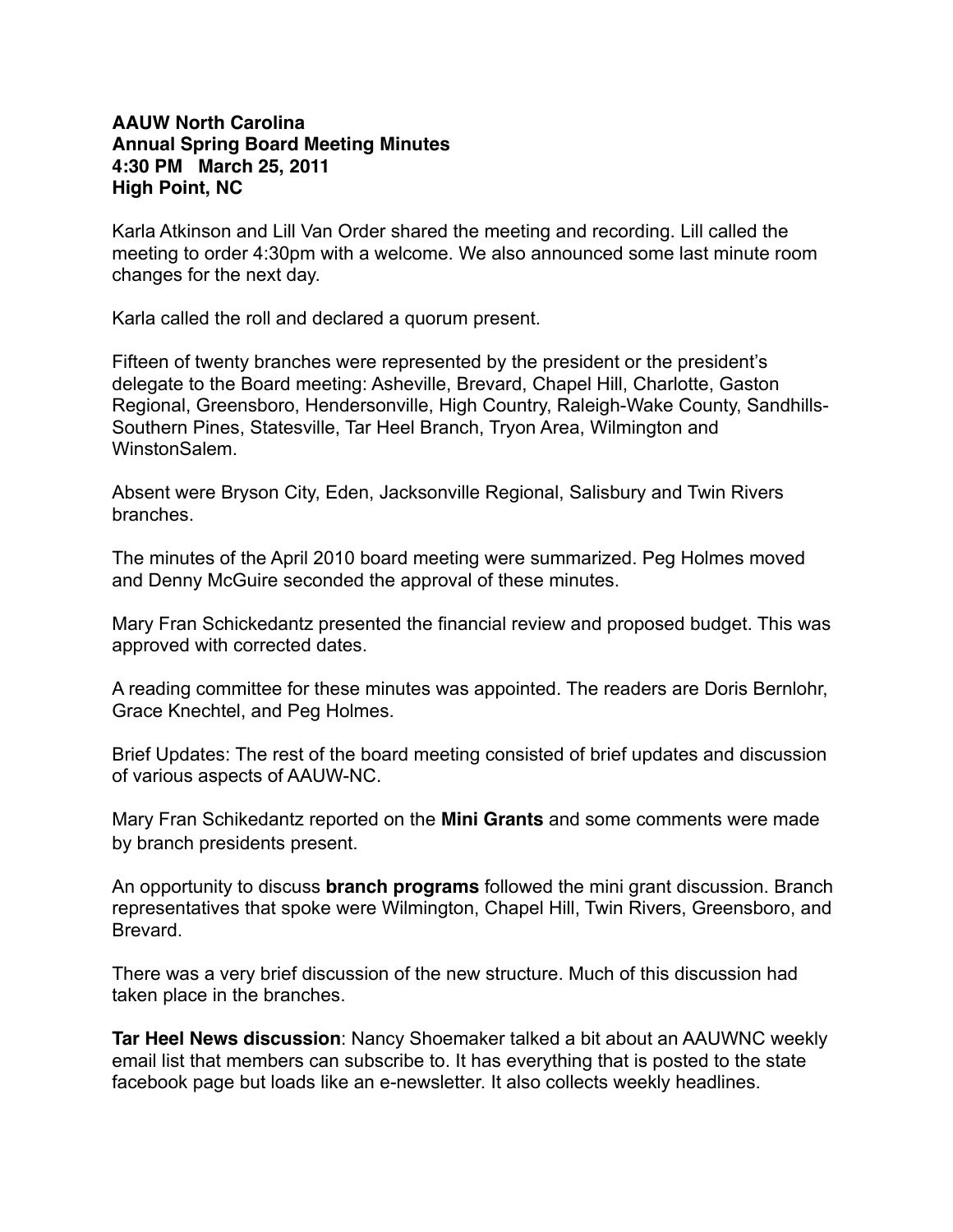**AAUW North Carolina**
**Annual Spring Board Meeting Minutes**
**4:30 PM March 25, 2011**
**High Point, NC**

Karla Atkinson and Lill Van Order shared the meeting and recording. Lill called the meeting to order 4:30pm with a welcome. We also announced some last minute room changes for the next day.

Karla called the roll and declared a quorum present.

Fifteen of twenty branches were represented by the president or the president's delegate to the Board meeting: Asheville, Brevard, Chapel Hill, Charlotte, Gaston Regional, Greensboro, Hendersonville, High Country, Raleigh-Wake County, Sandhills-Southern Pines, Statesville, Tar Heel Branch, Tryon Area, Wilmington and WinstonSalem.

Absent were Bryson City, Eden, Jacksonville Regional, Salisbury and Twin Rivers branches.

The minutes of the April 2010 board meeting were summarized. Peg Holmes moved and Denny McGuire seconded the approval of these minutes.

Mary Fran Schickedantz presented the financial review and proposed budget. This was approved with corrected dates.

A reading committee for these minutes was appointed. The readers are Doris Bernlohr, Grace Knechtel, and Peg Holmes.

Brief Updates: The rest of the board meeting consisted of brief updates and discussion of various aspects of AAUW-NC.

Mary Fran Schikedantz reported on the **Mini Grants** and some comments were made by branch presidents present.

An opportunity to discuss **branch programs** followed the mini grant discussion. Branch representatives that spoke were Wilmington, Chapel Hill, Twin Rivers, Greensboro, and Brevard.

There was a very brief discussion of the new structure. Much of this discussion had taken place in the branches.

**Tar Heel News discussion**: Nancy Shoemaker talked a bit about an AAUWNC weekly email list that members can subscribe to. It has everything that is posted to the state facebook page but loads like an e-newsletter. It also collects weekly headlines.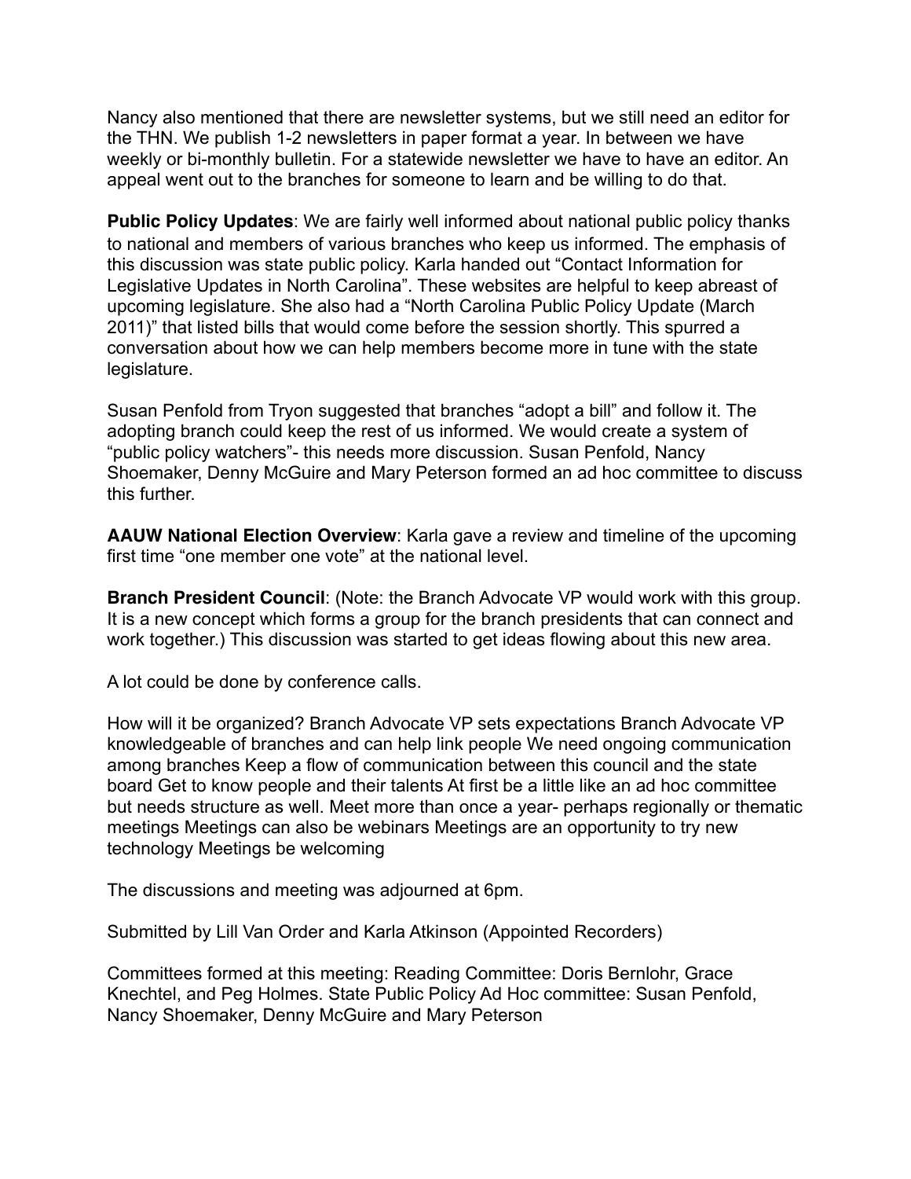Nancy also mentioned that there are newsletter systems, but we still need an editor for the THN. We publish 1-2 newsletters in paper format a year. In between we have weekly or bi-monthly bulletin. For a statewide newsletter we have to have an editor. An appeal went out to the branches for someone to learn and be willing to do that.

**Public Policy Updates**: We are fairly well informed about national public policy thanks to national and members of various branches who keep us informed. The emphasis of this discussion was state public policy. Karla handed out "Contact Information for Legislative Updates in North Carolina". These websites are helpful to keep abreast of upcoming legislature. She also had a "North Carolina Public Policy Update (March 2011)" that listed bills that would come before the session shortly. This spurred a conversation about how we can help members become more in tune with the state legislature.

Susan Penfold from Tryon suggested that branches "adopt a bill" and follow it. The adopting branch could keep the rest of us informed. We would create a system of "public policy watchers"- this needs more discussion. Susan Penfold, Nancy Shoemaker, Denny McGuire and Mary Peterson formed an ad hoc committee to discuss this further.

**AAUW National Election Overview**: Karla gave a review and timeline of the upcoming first time "one member one vote" at the national level.

**Branch President Council**: (Note: the Branch Advocate VP would work with this group. It is a new concept which forms a group for the branch presidents that can connect and work together.) This discussion was started to get ideas flowing about this new area.

A lot could be done by conference calls.

How will it be organized? Branch Advocate VP sets expectations Branch Advocate VP knowledgeable of branches and can help link people We need ongoing communication among branches Keep a flow of communication between this council and the state board Get to know people and their talents At first be a little like an ad hoc committee but needs structure as well. Meet more than once a year- perhaps regionally or thematic meetings Meetings can also be webinars Meetings are an opportunity to try new technology Meetings be welcoming

The discussions and meeting was adjourned at 6pm.

Submitted by Lill Van Order and Karla Atkinson (Appointed Recorders)

Committees formed at this meeting: Reading Committee: Doris Bernlohr, Grace Knechtel, and Peg Holmes. State Public Policy Ad Hoc committee: Susan Penfold, Nancy Shoemaker, Denny McGuire and Mary Peterson